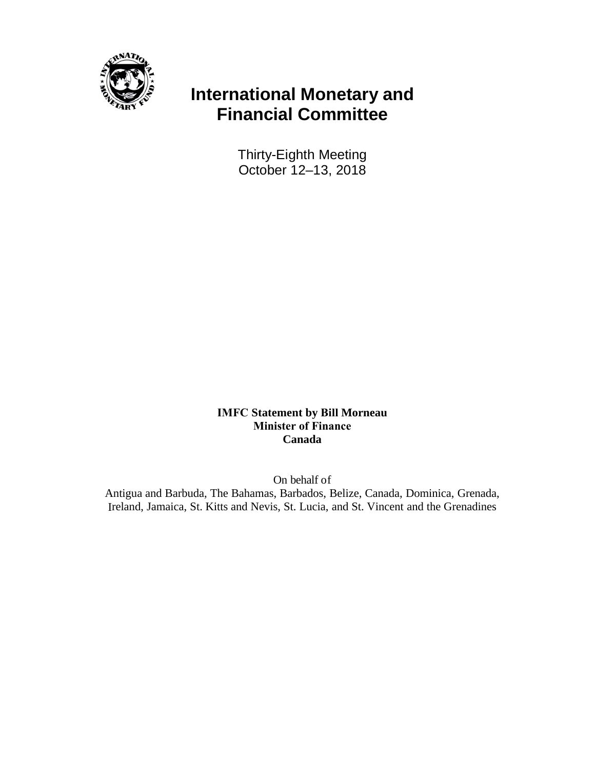# International Monetary and Financial Committee

Thirty-Eighth Meeting
October 12–13, 2018

**IMFC Statement by Bill Morneau**
**Minister of Finance**
**Canada**

On behalf of
Antigua and Barbuda, The Bahamas, Barbados, Belize, Canada, Dominica, Grenada, Ireland, Jamaica, St. Kitts and Nevis, St. Lucia, and St. Vincent and the Grenadines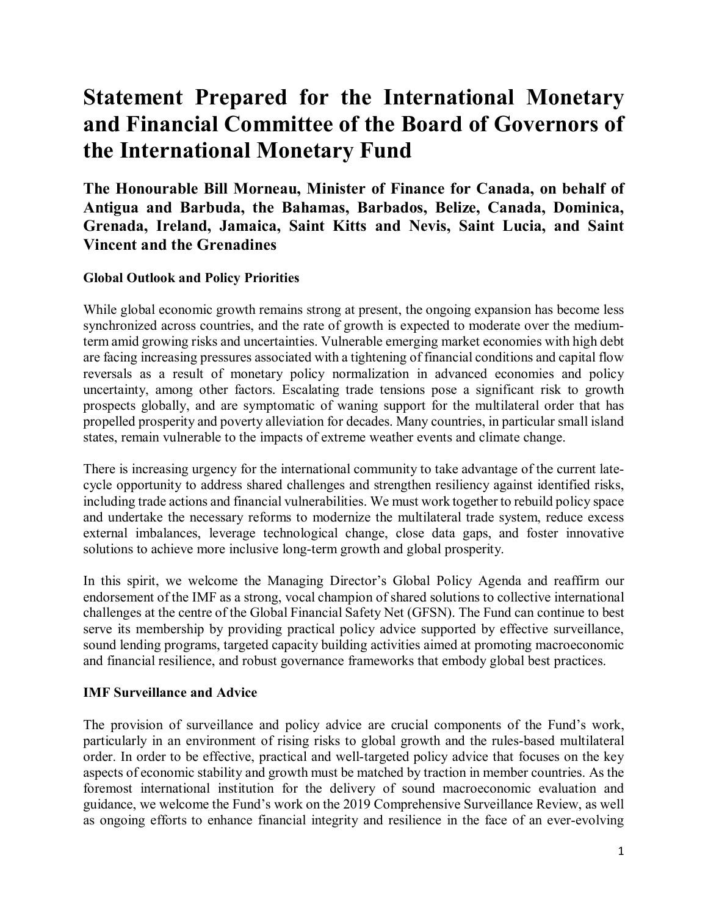# Statement Prepared for the International Monetary and Financial Committee of the Board of Governors of the International Monetary Fund

## The Honourable Bill Morneau, Minister of Finance for Canada, on behalf of Antigua and Barbuda, the Bahamas, Barbados, Belize, Canada, Dominica, Grenada, Ireland, Jamaica, Saint Kitts and Nevis, Saint Lucia, and Saint Vincent and the Grenadines

**Global Outlook and Policy Priorities**

While global economic growth remains strong at present, the ongoing expansion has become less synchronized across countries, and the rate of growth is expected to moderate over the medium-term amid growing risks and uncertainties. Vulnerable emerging market economies with high debt are facing increasing pressures associated with a tightening of financial conditions and capital flow reversals as a result of monetary policy normalization in advanced economies and policy uncertainty, among other factors. Escalating trade tensions pose a significant risk to growth prospects globally, and are symptomatic of waning support for the multilateral order that has propelled prosperity and poverty alleviation for decades. Many countries, in particular small island states, remain vulnerable to the impacts of extreme weather events and climate change.

There is increasing urgency for the international community to take advantage of the current late-cycle opportunity to address shared challenges and strengthen resiliency against identified risks, including trade actions and financial vulnerabilities. We must work together to rebuild policy space and undertake the necessary reforms to modernize the multilateral trade system, reduce excess external imbalances, leverage technological change, close data gaps, and foster innovative solutions to achieve more inclusive long-term growth and global prosperity.

In this spirit, we welcome the Managing Director's Global Policy Agenda and reaffirm our endorsement of the IMF as a strong, vocal champion of shared solutions to collective international challenges at the centre of the Global Financial Safety Net (GFSN). The Fund can continue to best serve its membership by providing practical policy advice supported by effective surveillance, sound lending programs, targeted capacity building activities aimed at promoting macroeconomic and financial resilience, and robust governance frameworks that embody global best practices.

**IMF Surveillance and Advice**

The provision of surveillance and policy advice are crucial components of the Fund's work, particularly in an environment of rising risks to global growth and the rules-based multilateral order. In order to be effective, practical and well-targeted policy advice that focuses on the key aspects of economic stability and growth must be matched by traction in member countries. As the foremost international institution for the delivery of sound macroeconomic evaluation and guidance, we welcome the Fund's work on the 2019 Comprehensive Surveillance Review, as well as ongoing efforts to enhance financial integrity and resilience in the face of an ever-evolving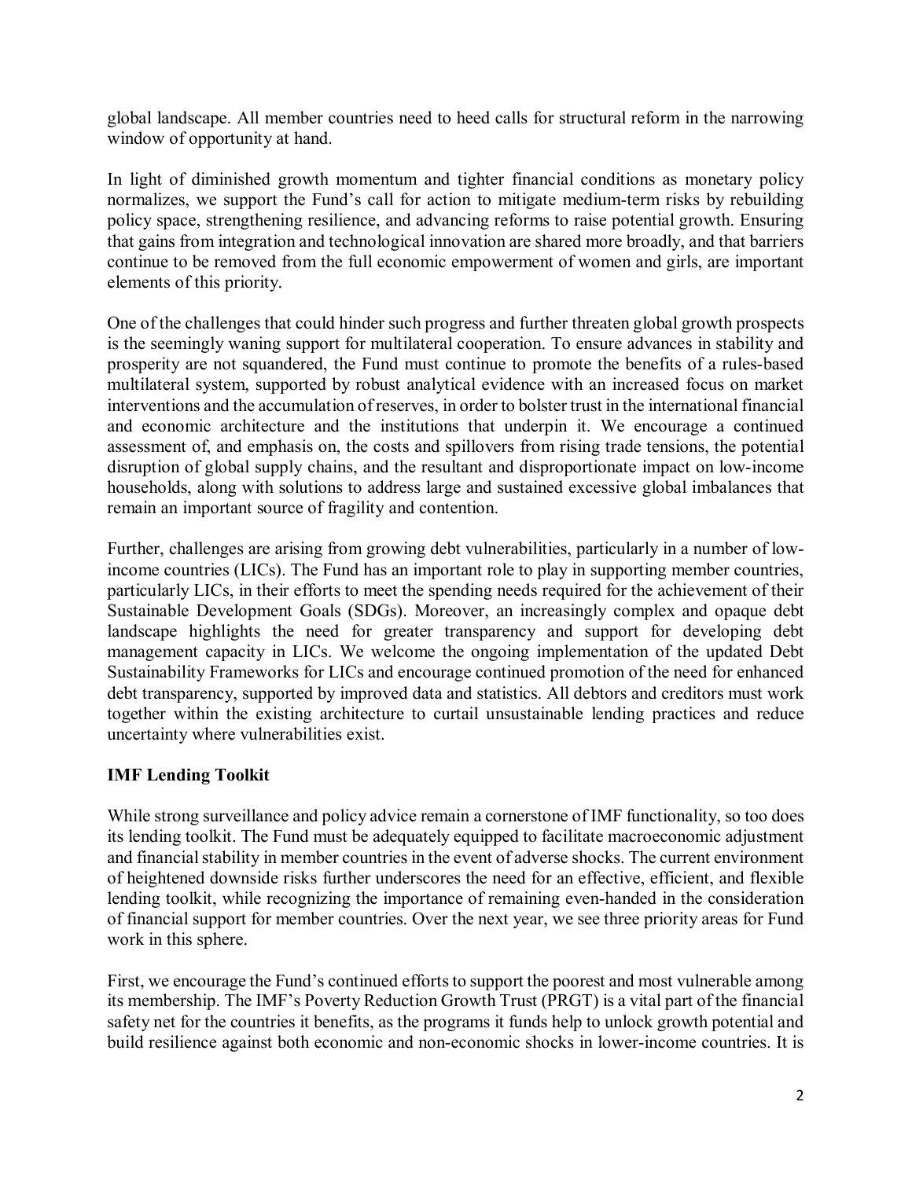global landscape. All member countries need to heed calls for structural reform in the narrowing window of opportunity at hand.

In light of diminished growth momentum and tighter financial conditions as monetary policy normalizes, we support the Fund's call for action to mitigate medium-term risks by rebuilding policy space, strengthening resilience, and advancing reforms to raise potential growth. Ensuring that gains from integration and technological innovation are shared more broadly, and that barriers continue to be removed from the full economic empowerment of women and girls, are important elements of this priority.

One of the challenges that could hinder such progress and further threaten global growth prospects is the seemingly waning support for multilateral cooperation. To ensure advances in stability and prosperity are not squandered, the Fund must continue to promote the benefits of a rules-based multilateral system, supported by robust analytical evidence with an increased focus on market interventions and the accumulation of reserves, in order to bolster trust in the international financial and economic architecture and the institutions that underpin it. We encourage a continued assessment of, and emphasis on, the costs and spillovers from rising trade tensions, the potential disruption of global supply chains, and the resultant and disproportionate impact on low-income households, along with solutions to address large and sustained excessive global imbalances that remain an important source of fragility and contention.

Further, challenges are arising from growing debt vulnerabilities, particularly in a number of low-income countries (LICs). The Fund has an important role to play in supporting member countries, particularly LICs, in their efforts to meet the spending needs required for the achievement of their Sustainable Development Goals (SDGs). Moreover, an increasingly complex and opaque debt landscape highlights the need for greater transparency and support for developing debt management capacity in LICs. We welcome the ongoing implementation of the updated Debt Sustainability Frameworks for LICs and encourage continued promotion of the need for enhanced debt transparency, supported by improved data and statistics. All debtors and creditors must work together within the existing architecture to curtail unsustainable lending practices and reduce uncertainty where vulnerabilities exist.

**IMF Lending Toolkit**

While strong surveillance and policy advice remain a cornerstone of IMF functionality, so too does its lending toolkit. The Fund must be adequately equipped to facilitate macroeconomic adjustment and financial stability in member countries in the event of adverse shocks. The current environment of heightened downside risks further underscores the need for an effective, efficient, and flexible lending toolkit, while recognizing the importance of remaining even-handed in the consideration of financial support for member countries. Over the next year, we see three priority areas for Fund work in this sphere.

First, we encourage the Fund's continued efforts to support the poorest and most vulnerable among its membership. The IMF's Poverty Reduction Growth Trust (PRGT) is a vital part of the financial safety net for the countries it benefits, as the programs it funds help to unlock growth potential and build resilience against both economic and non-economic shocks in lower-income countries. It is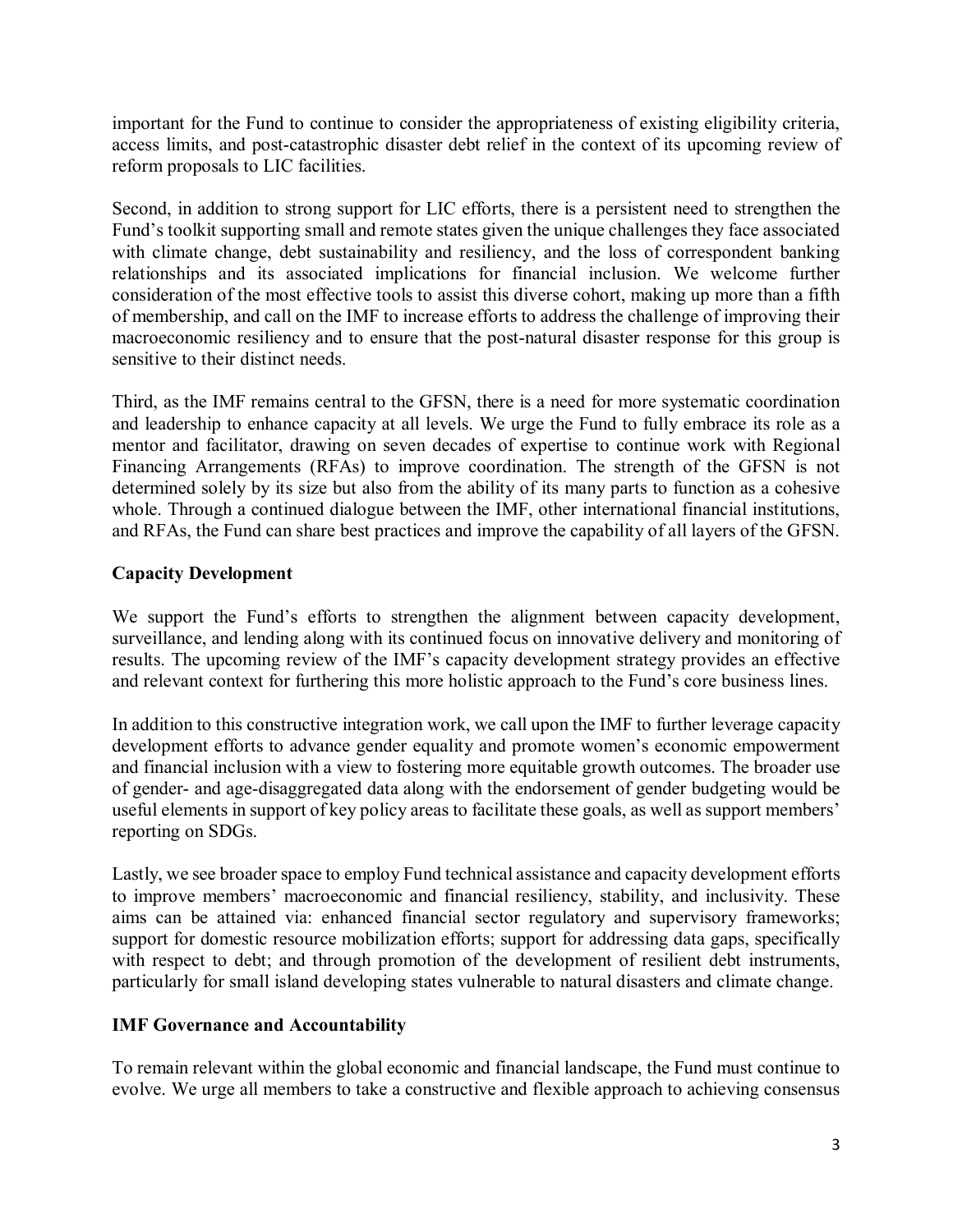important for the Fund to continue to consider the appropriateness of existing eligibility criteria, access limits, and post-catastrophic disaster debt relief in the context of its upcoming review of reform proposals to LIC facilities.

Second, in addition to strong support for LIC efforts, there is a persistent need to strengthen the Fund's toolkit supporting small and remote states given the unique challenges they face associated with climate change, debt sustainability and resiliency, and the loss of correspondent banking relationships and its associated implications for financial inclusion. We welcome further consideration of the most effective tools to assist this diverse cohort, making up more than a fifth of membership, and call on the IMF to increase efforts to address the challenge of improving their macroeconomic resiliency and to ensure that the post-natural disaster response for this group is sensitive to their distinct needs.

Third, as the IMF remains central to the GFSN, there is a need for more systematic coordination and leadership to enhance capacity at all levels. We urge the Fund to fully embrace its role as a mentor and facilitator, drawing on seven decades of expertise to continue work with Regional Financing Arrangements (RFAs) to improve coordination. The strength of the GFSN is not determined solely by its size but also from the ability of its many parts to function as a cohesive whole. Through a continued dialogue between the IMF, other international financial institutions, and RFAs, the Fund can share best practices and improve the capability of all layers of the GFSN.

**Capacity Development**

We support the Fund's efforts to strengthen the alignment between capacity development, surveillance, and lending along with its continued focus on innovative delivery and monitoring of results. The upcoming review of the IMF's capacity development strategy provides an effective and relevant context for furthering this more holistic approach to the Fund's core business lines.

In addition to this constructive integration work, we call upon the IMF to further leverage capacity development efforts to advance gender equality and promote women's economic empowerment and financial inclusion with a view to fostering more equitable growth outcomes. The broader use of gender- and age-disaggregated data along with the endorsement of gender budgeting would be useful elements in support of key policy areas to facilitate these goals, as well as support members' reporting on SDGs.

Lastly, we see broader space to employ Fund technical assistance and capacity development efforts to improve members' macroeconomic and financial resiliency, stability, and inclusivity. These aims can be attained via: enhanced financial sector regulatory and supervisory frameworks; support for domestic resource mobilization efforts; support for addressing data gaps, specifically with respect to debt; and through promotion of the development of resilient debt instruments, particularly for small island developing states vulnerable to natural disasters and climate change.

**IMF Governance and Accountability**

To remain relevant within the global economic and financial landscape, the Fund must continue to evolve. We urge all members to take a constructive and flexible approach to achieving consensus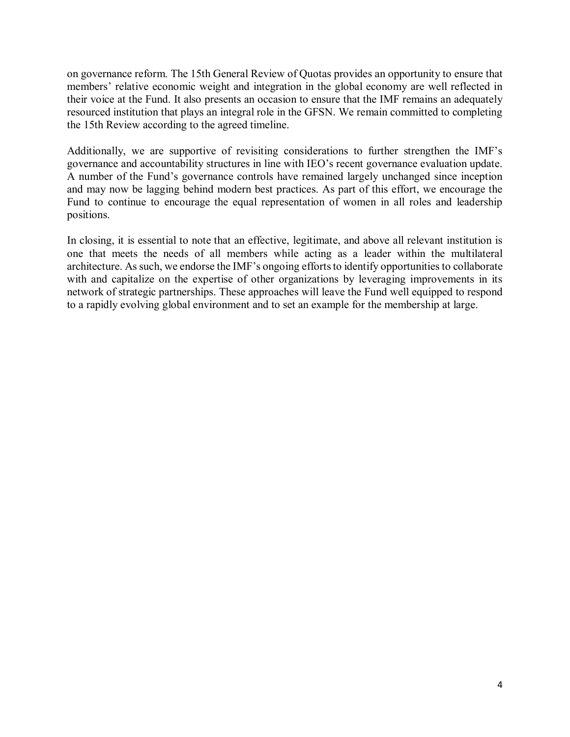on governance reform. The 15th General Review of Quotas provides an opportunity to ensure that members' relative economic weight and integration in the global economy are well reflected in their voice at the Fund. It also presents an occasion to ensure that the IMF remains an adequately resourced institution that plays an integral role in the GFSN. We remain committed to completing the 15th Review according to the agreed timeline.

Additionally, we are supportive of revisiting considerations to further strengthen the IMF's governance and accountability structures in line with IEO's recent governance evaluation update. A number of the Fund's governance controls have remained largely unchanged since inception and may now be lagging behind modern best practices. As part of this effort, we encourage the Fund to continue to encourage the equal representation of women in all roles and leadership positions.

In closing, it is essential to note that an effective, legitimate, and above all relevant institution is one that meets the needs of all members while acting as a leader within the multilateral architecture. As such, we endorse the IMF's ongoing efforts to identify opportunities to collaborate with and capitalize on the expertise of other organizations by leveraging improvements in its network of strategic partnerships. These approaches will leave the Fund well equipped to respond to a rapidly evolving global environment and to set an example for the membership at large.